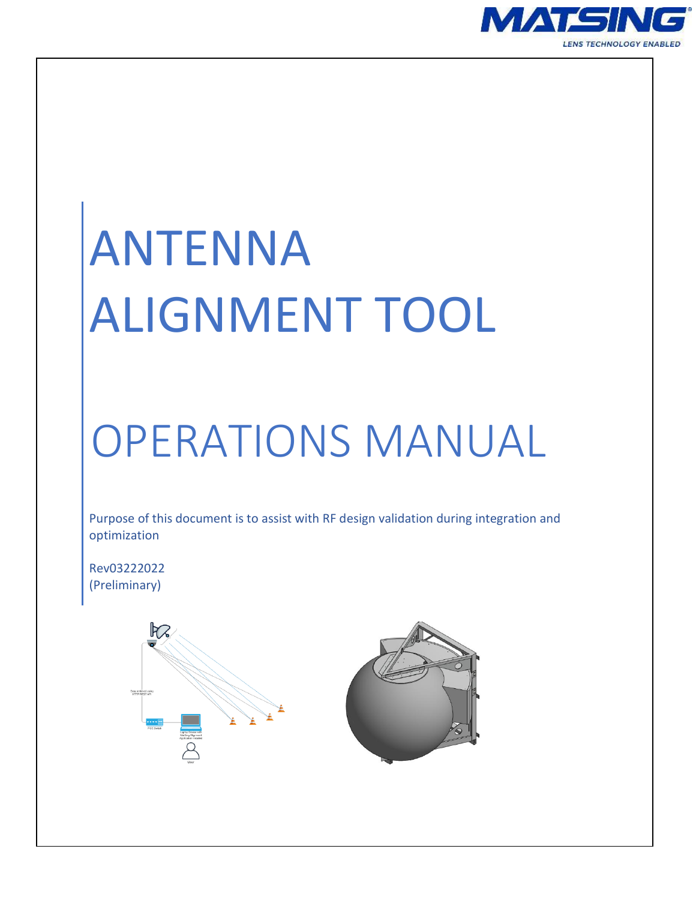# ANTENNA ALIGNMENT TOOL

# OPERATIONS MANUAL

Purpose of this document is to assist with RF design validation during integration and optimization

Rev03222022
(Preliminary)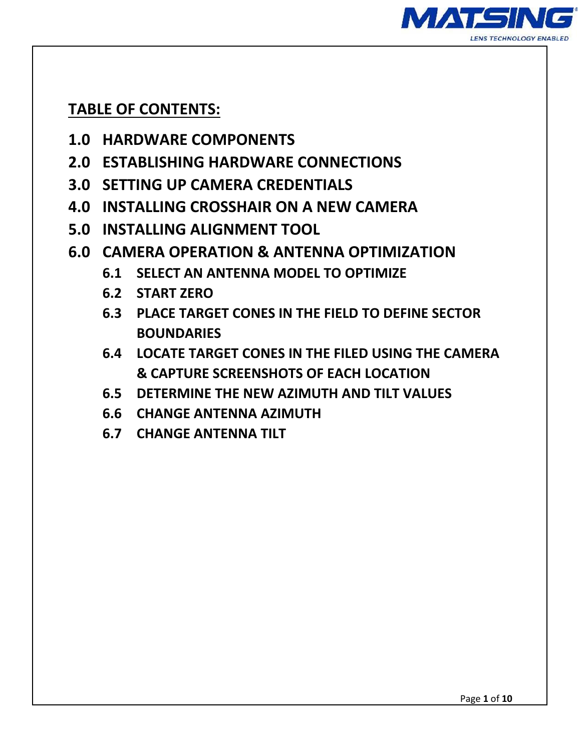## TABLE OF CONTENTS:

**1.0 HARDWARE COMPONENTS**

**2.0 ESTABLISHING HARDWARE CONNECTIONS**

**3.0 SETTING UP CAMERA CREDENTIALS**

**4.0 INSTALLING CROSSHAIR ON A NEW CAMERA**

**5.0 INSTALLING ALIGNMENT TOOL**

**6.0 CAMERA OPERATION & ANTENNA OPTIMIZATION**

- **6.1 SELECT AN ANTENNA MODEL TO OPTIMIZE**
- **6.2 START ZERO**
- **6.3 PLACE TARGET CONES IN THE FIELD TO DEFINE SECTOR BOUNDARIES**
- **6.4 LOCATE TARGET CONES IN THE FILED USING THE CAMERA & CAPTURE SCREENSHOTS OF EACH LOCATION**
- **6.5 DETERMINE THE NEW AZIMUTH AND TILT VALUES**
- **6.6 CHANGE ANTENNA AZIMUTH**
- **6.7 CHANGE ANTENNA TILT**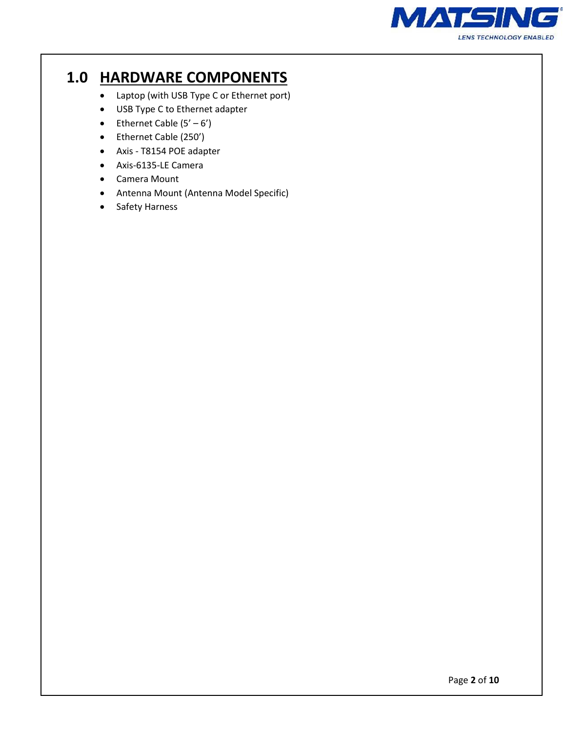# 1.0 HARDWARE COMPONENTS

- Laptop (with USB Type C or Ethernet port)
- USB Type C to Ethernet adapter
- Ethernet Cable (5' – 6')
- Ethernet Cable (250')
- Axis - T8154 POE adapter
- Axis-6135-LE Camera
- Camera Mount
- Antenna Mount (Antenna Model Specific)
- Safety Harness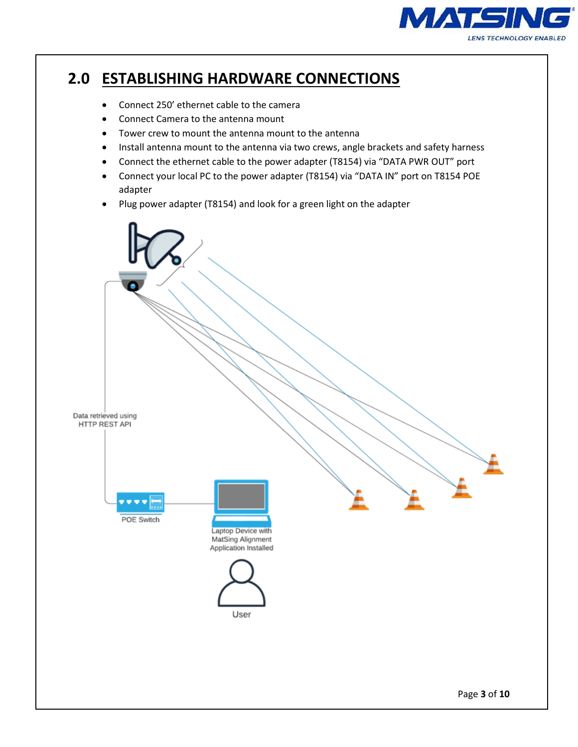## 2.0 ESTABLISHING HARDWARE CONNECTIONS

- Connect 250' ethernet cable to the camera
- Connect Camera to the antenna mount
- Tower crew to mount the antenna mount to the antenna
- Install antenna mount to the antenna via two crews, angle brackets and safety harness
- Connect the ethernet cable to the power adapter (T8154) via "DATA PWR OUT" port
- Connect your local PC to the power adapter (T8154) via "DATA IN" port on T8154 POE adapter
- Plug power adapter (T8154) and look for a green light on the adapter

Data retrieved using HTTP REST API

POE Switch

Laptop Device with MatSing Alignment Application Installed

User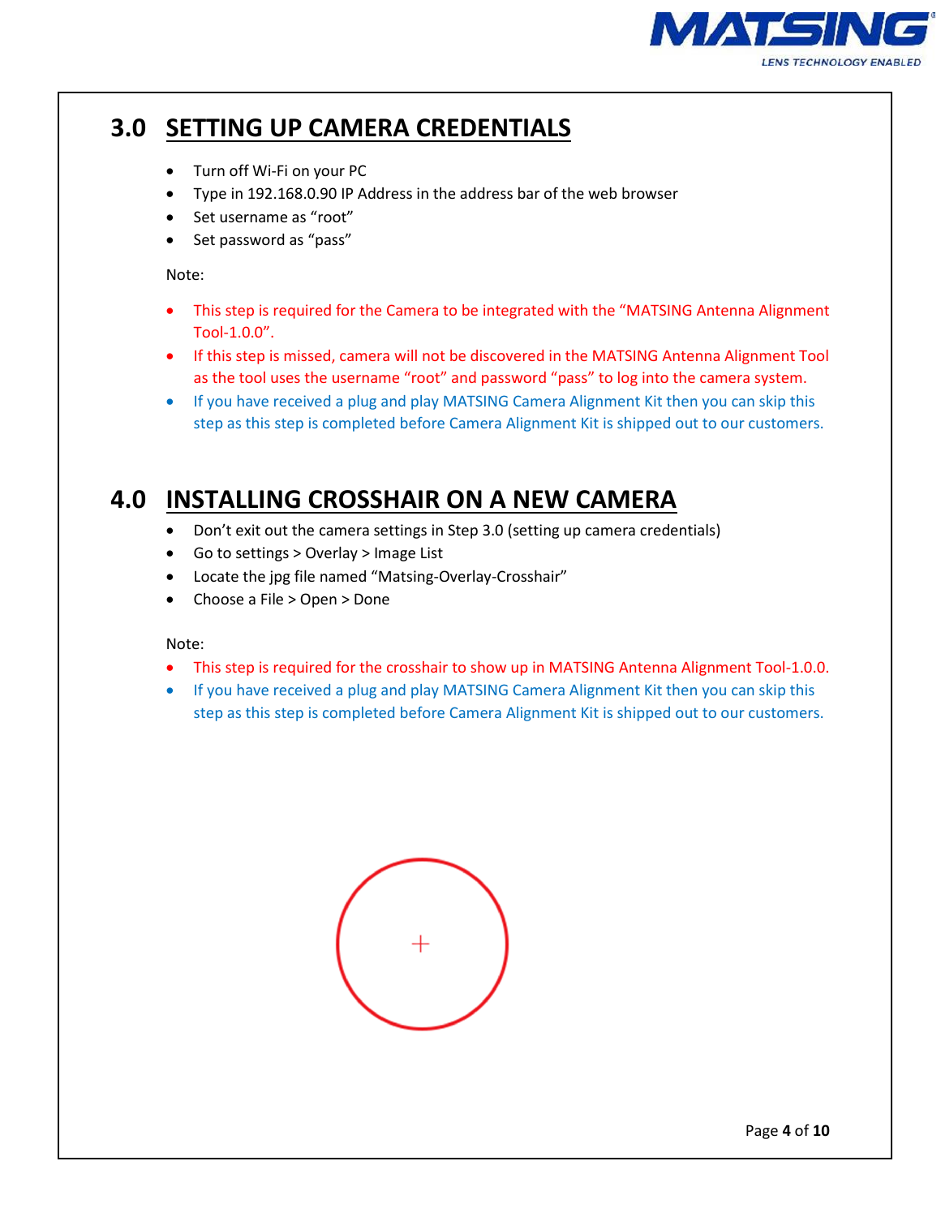## 3.0 SETTING UP CAMERA CREDENTIALS

- Turn off Wi-Fi on your PC
- Type in 192.168.0.90 IP Address in the address bar of the web browser
- Set username as “root”
- Set password as “pass”

Note:

- This step is required for the Camera to be integrated with the “MATSING Antenna Alignment Tool-1.0.0”.
- If this step is missed, camera will not be discovered in the MATSING Antenna Alignment Tool as the tool uses the username “root” and password “pass” to log into the camera system.
- If you have received a plug and play MATSING Camera Alignment Kit then you can skip this step as this step is completed before Camera Alignment Kit is shipped out to our customers.

## 4.0 INSTALLING CROSSHAIR ON A NEW CAMERA

- Don’t exit out the camera settings in Step 3.0 (setting up camera credentials)
- Go to settings > Overlay > Image List
- Locate the jpg file named “Matsing-Overlay-Crosshair”
- Choose a File > Open > Done

Note:

- This step is required for the crosshair to show up in MATSING Antenna Alignment Tool-1.0.0.
- If you have received a plug and play MATSING Camera Alignment Kit then you can skip this step as this step is completed before Camera Alignment Kit is shipped out to our customers.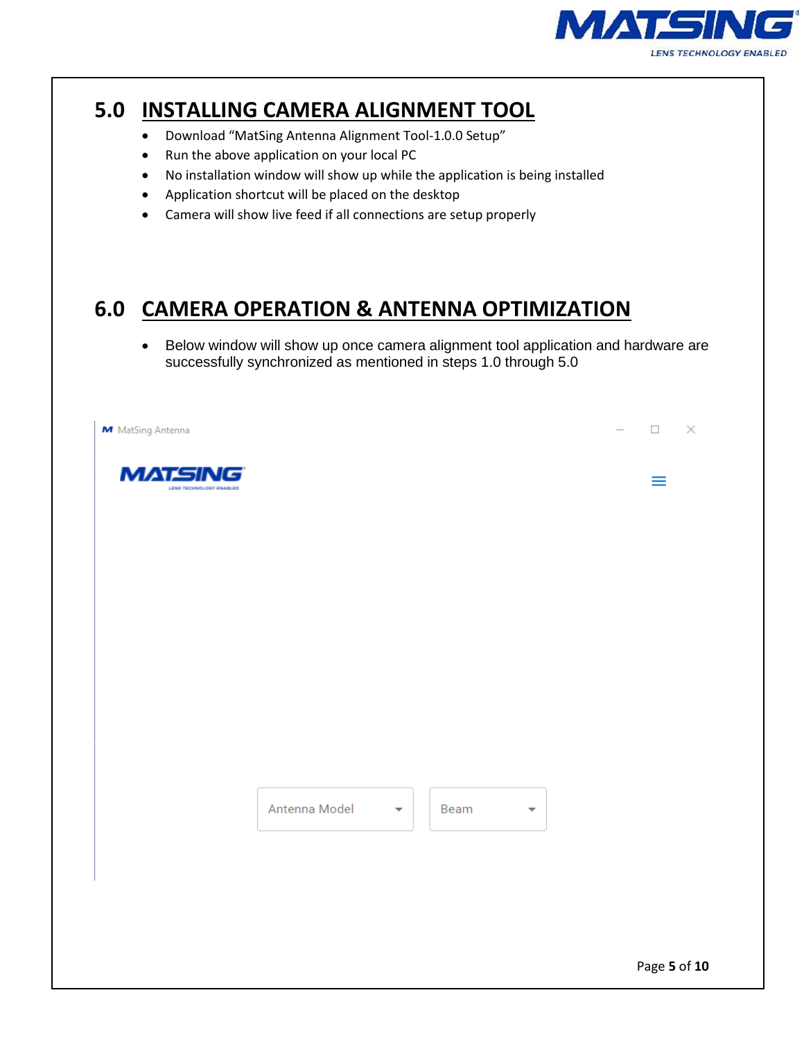## 5.0 INSTALLING CAMERA ALIGNMENT TOOL

- Download “MatSing Antenna Alignment Tool-1.0.0 Setup”
- Run the above application on your local PC
- No installation window will show up while the application is being installed
- Application shortcut will be placed on the desktop
- Camera will show live feed if all connections are setup properly

## 6.0 CAMERA OPERATION & ANTENNA OPTIMIZATION

- Below window will show up once camera alignment tool application and hardware are successfully synchronized as mentioned in steps 1.0 through 5.0

MatSing Antenna

MATSING

Antenna Model | Beam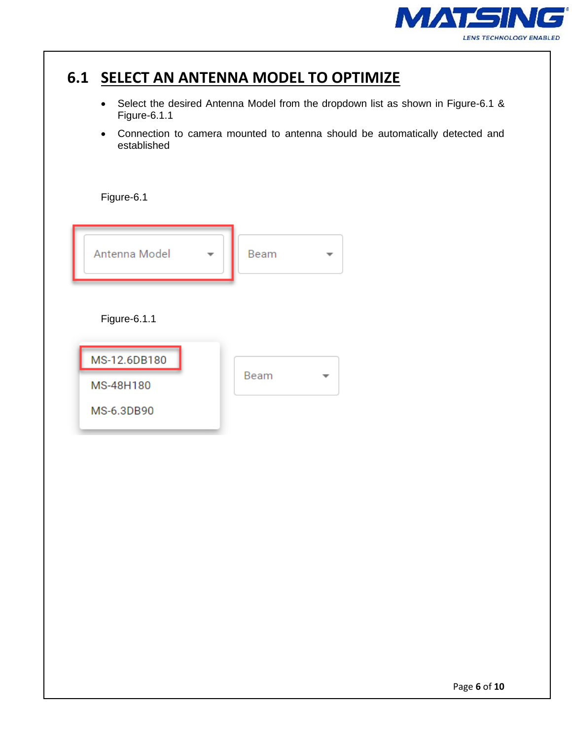## 6.1 SELECT AN ANTENNA MODEL TO OPTIMIZE

- Select the desired Antenna Model from the dropdown list as shown in Figure-6.1 & Figure-6.1.1
- Connection to camera mounted to antenna should be automatically detected and established

Figure-6.1

Antenna Model ▾    Beam ▾

Figure-6.1.1

MS-12.6DB180
MS-48H180
MS-6.3DB90

Beam ▾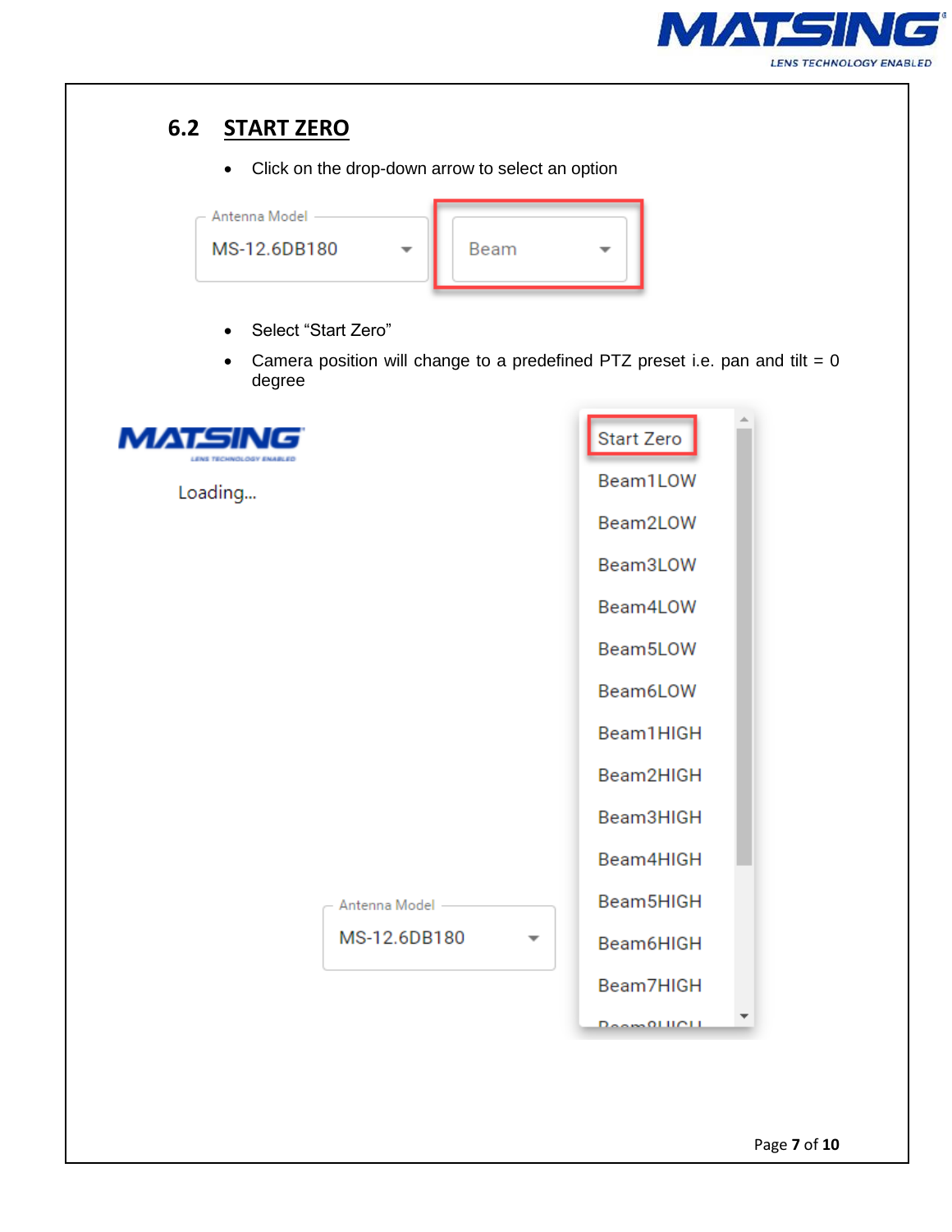## 6.2 START ZERO

- Click on the drop-down arrow to select an option

Antenna Model
MS-12.6DB180
Beam

- Select "Start Zero"
- Camera position will change to a predefined PTZ preset i.e. pan and tilt = 0 degree

Loading...

Antenna Model
MS-12.6DB180

Start Zero
Beam1LOW
Beam2LOW
Beam3LOW
Beam4LOW
Beam5LOW
Beam6LOW
Beam1HIGH
Beam2HIGH
Beam3HIGH
Beam4HIGH
Beam5HIGH
Beam6HIGH
Beam7HIGH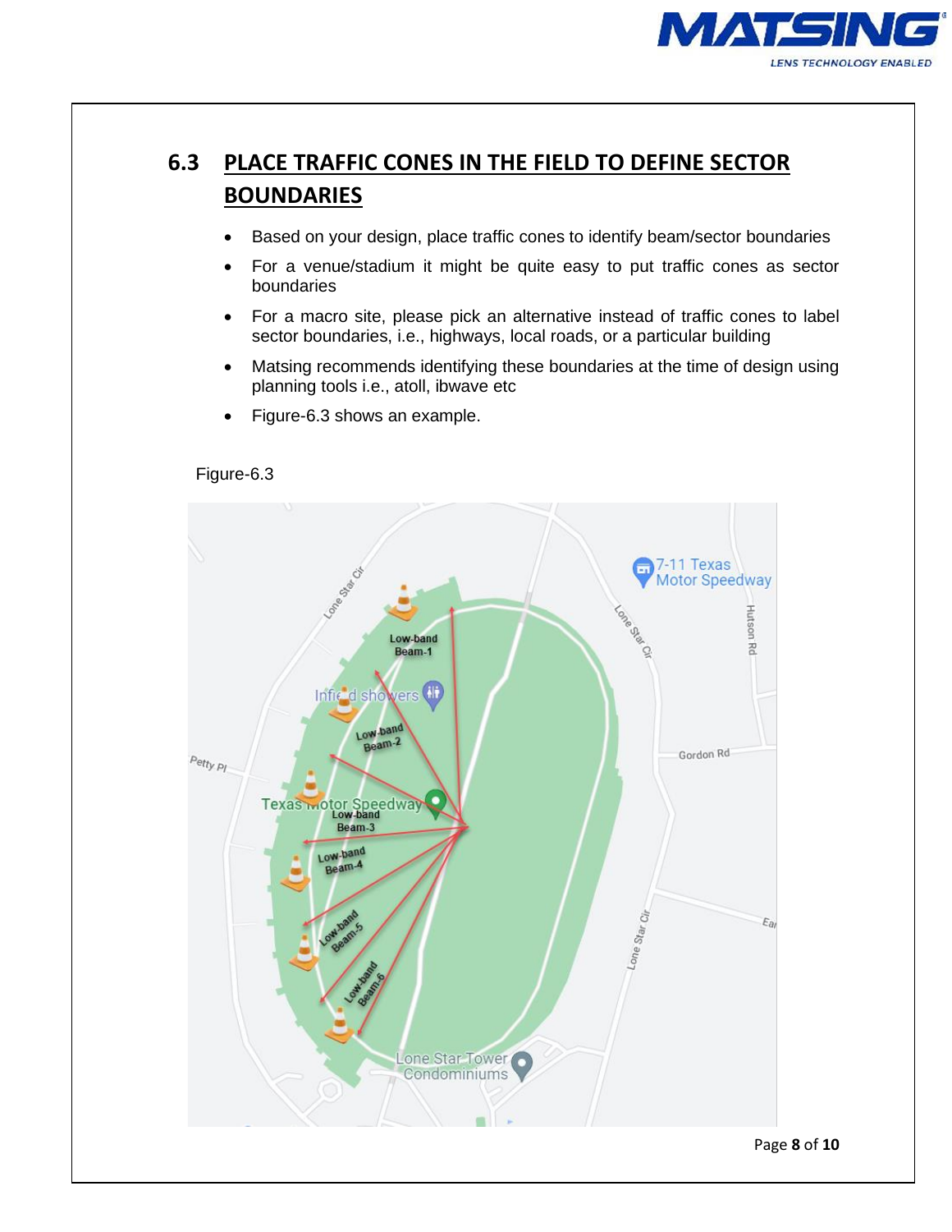## 6.3 PLACE TRAFFIC CONES IN THE FIELD TO DEFINE SECTOR BOUNDARIES

- Based on your design, place traffic cones to identify beam/sector boundaries
- For a venue/stadium it might be quite easy to put traffic cones as sector boundaries
- For a macro site, please pick an alternative instead of traffic cones to label sector boundaries, i.e., highways, local roads, or a particular building
- Matsing recommends identifying these boundaries at the time of design using planning tools i.e., atoll, ibwave etc
- Figure-6.3 shows an example.

Figure-6.3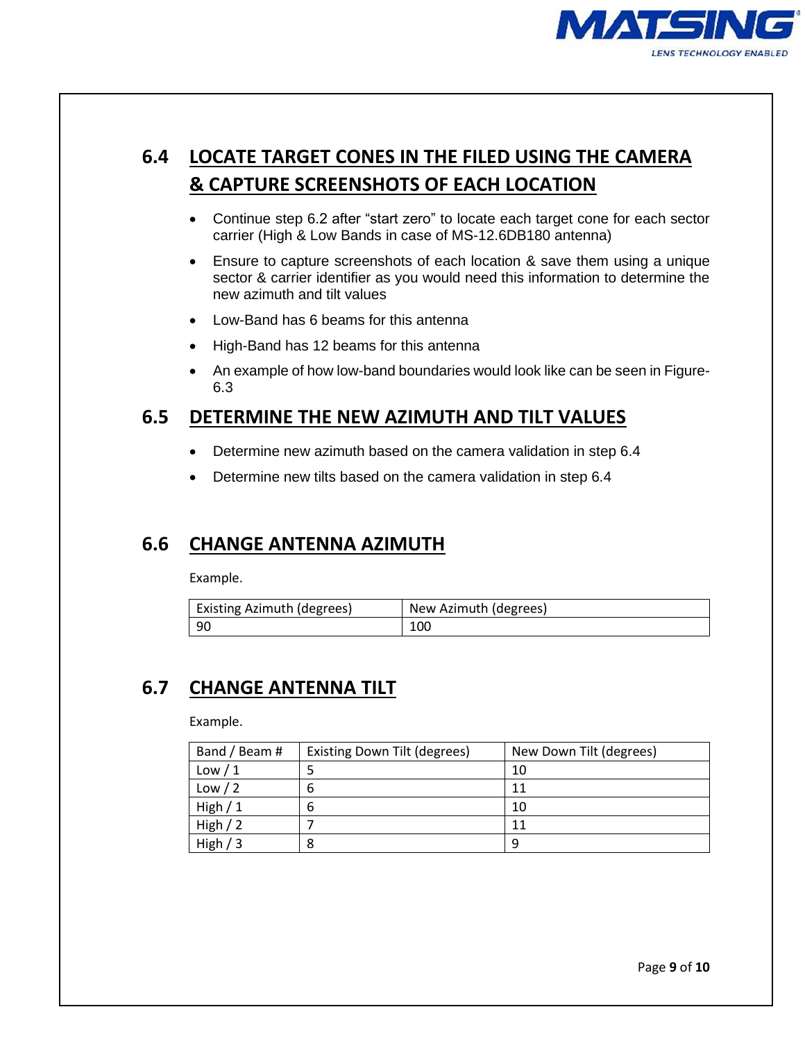## 6.4 LOCATE TARGET CONES IN THE FILED USING THE CAMERA & CAPTURE SCREENSHOTS OF EACH LOCATION

- Continue step 6.2 after "start zero" to locate each target cone for each sector carrier (High & Low Bands in case of MS-12.6DB180 antenna)
- Ensure to capture screenshots of each location & save them using a unique sector & carrier identifier as you would need this information to determine the new azimuth and tilt values
- Low-Band has 6 beams for this antenna
- High-Band has 12 beams for this antenna
- An example of how low-band boundaries would look like can be seen in Figure-6.3

## 6.5 DETERMINE THE NEW AZIMUTH AND TILT VALUES

- Determine new azimuth based on the camera validation in step 6.4
- Determine new tilts based on the camera validation in step 6.4

## 6.6 CHANGE ANTENNA AZIMUTH

Example.

| Existing Azimuth (degrees) | New Azimuth (degrees) |
|---|---|
| 90 | 100 |

## 6.7 CHANGE ANTENNA TILT

Example.

| Band / Beam # | Existing Down Tilt (degrees) | New Down Tilt (degrees) |
|---|---|---|
| Low / 1 | 5 | 10 |
| Low / 2 | 6 | 11 |
| High / 1 | 6 | 10 |
| High / 2 | 7 | 11 |
| High / 3 | 8 | 9 |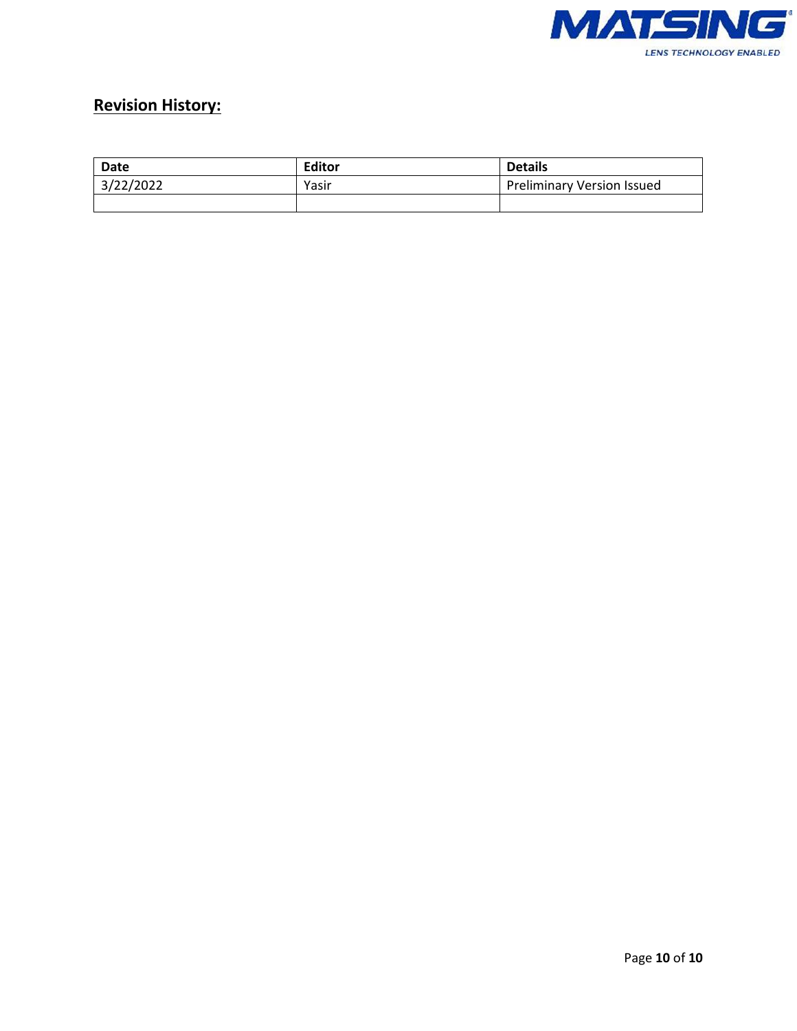## Revision History:

| Date | Editor | Details |
| --- | --- | --- |
| 3/22/2022 | Yasir | Preliminary Version Issued |
| | | |